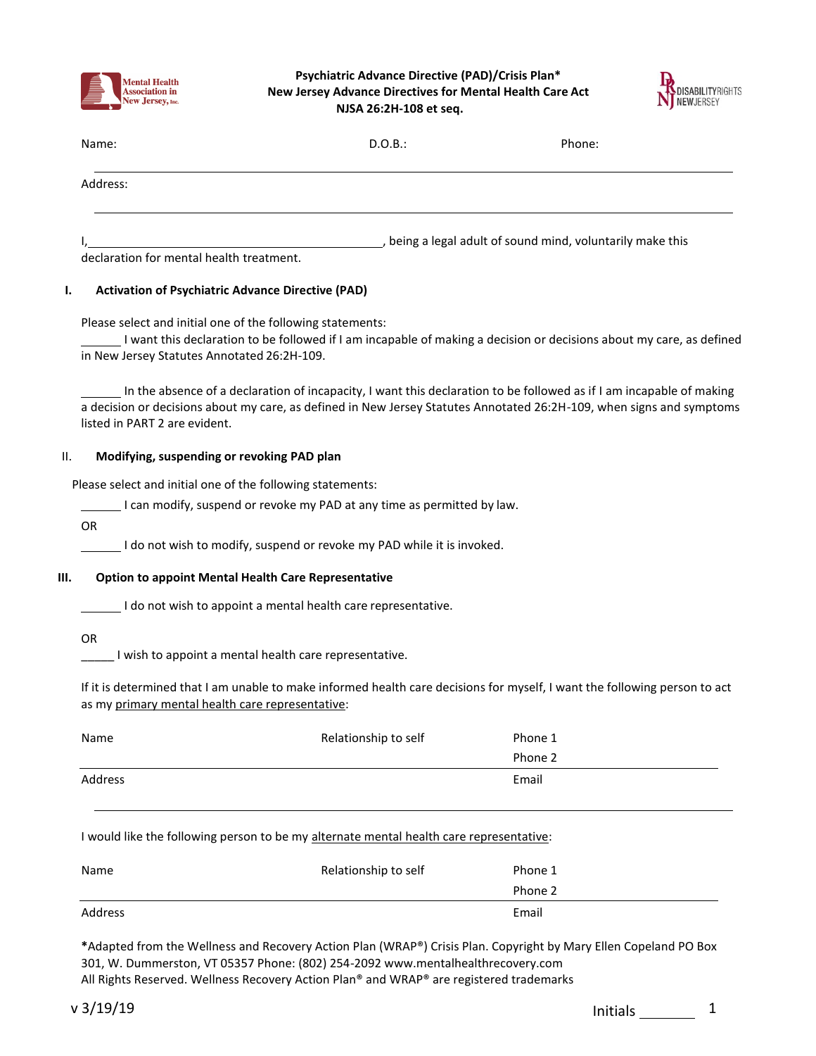Mental Health Association in New Jersey, Inc.

**Psychiatric Advance Directive (PAD)/Crisis Plan***
**New Jersey Advance Directives for Mental Health Care Act**
**NJSA 26:2H-108 et seq.**

DISABILITY RIGHTS NEW JERSEY

Name: D.O.B.: Phone:

Address:

I,\_\_\_\_\_\_\_\_\_\_\_\_\_\_\_\_\_\_\_\_\_\_\_\_\_\_\_\_\_\_\_\_\_\_\_\_\_\_\_\_, being a legal adult of sound mind, voluntarily make this declaration for mental health treatment.

## I. Activation of Psychiatric Advance Directive (PAD)

Please select and initial one of the following statements:

\_\_\_\_\_\_ I want this declaration to be followed if I am incapable of making a decision or decisions about my care, as defined in New Jersey Statutes Annotated 26:2H-109.

\_\_\_\_\_\_ In the absence of a declaration of incapacity, I want this declaration to be followed as if I am incapable of making a decision or decisions about my care, as defined in New Jersey Statutes Annotated 26:2H-109, when signs and symptoms listed in PART 2 are evident.

## II. Modifying, suspending or revoking PAD plan

Please select and initial one of the following statements:

\_\_\_\_\_\_ I can modify, suspend or revoke my PAD at any time as permitted by law.

OR

\_\_\_\_\_\_ I do not wish to modify, suspend or revoke my PAD while it is invoked.

## III. Option to appoint Mental Health Care Representative

\_\_\_\_\_\_ I do not wish to appoint a mental health care representative.

OR

\_\_\_\_\_ I wish to appoint a mental health care representative.

If it is determined that I am unable to make informed health care decisions for myself, I want the following person to act as my primary mental health care representative:

| Name | Relationship to self | Phone 1 |
|---|---|---|
| | | Phone 2 |
| Address | | Email |

I would like the following person to be my alternate mental health care representative:

| Name | Relationship to self | Phone 1 |
|---|---|---|
| | | Phone 2 |
| Address | | Email |

***Adapted from the Wellness and Recovery Action Plan (WRAP®) Crisis Plan. Copyright by Mary Ellen Copeland PO Box 301, W. Dummerston, VT 05357 Phone: (802) 254-2092 www.mentalhealthrecovery.com
All Rights Reserved. Wellness Recovery Action Plan® and WRAP® are registered trademarks

v 3/19/19

Initials \_\_\_\_\_\_\_\_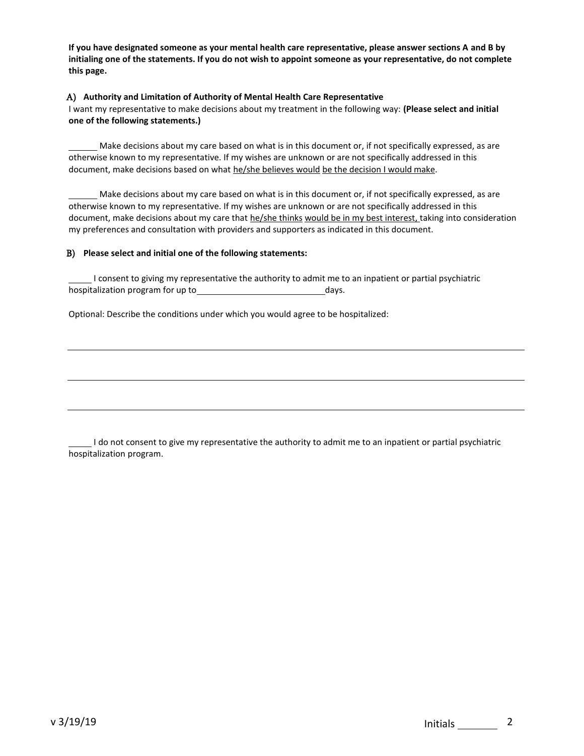**If you have designated someone as your mental health care representative, please answer sections A and B by initialing one of the statements. If you do not wish to appoint someone as your representative, do not complete this page.**

### A) Authority and Limitation of Authority of Mental Health Care Representative

I want my representative to make decisions about my treatment in the following way: **(Please select and initial one of the following statements.)**

______ Make decisions about my care based on what is in this document or, if not specifically expressed, as are otherwise known to my representative. If my wishes are unknown or are not specifically addressed in this document, make decisions based on what <u>he/she believes would be the decision I would make</u>.

______ Make decisions about my care based on what is in this document or, if not specifically expressed, as are otherwise known to my representative. If my wishes are unknown or are not specifically addressed in this document, make decisions about my care that <u>he/she thinks would be in my best interest,</u> taking into consideration my preferences and consultation with providers and supporters as indicated in this document.

### B) Please select and initial one of the following statements:

_____ I consent to giving my representative the authority to admit me to an inpatient or partial psychiatric hospitalization program for up to __________________________ days.

Optional: Describe the conditions under which you would agree to be hospitalized:

______________________________________________________________________________

______________________________________________________________________________

______________________________________________________________________________

_____ I do not consent to give my representative the authority to admit me to an inpatient or partial psychiatric hospitalization program.

v 3/19/19

Initials _______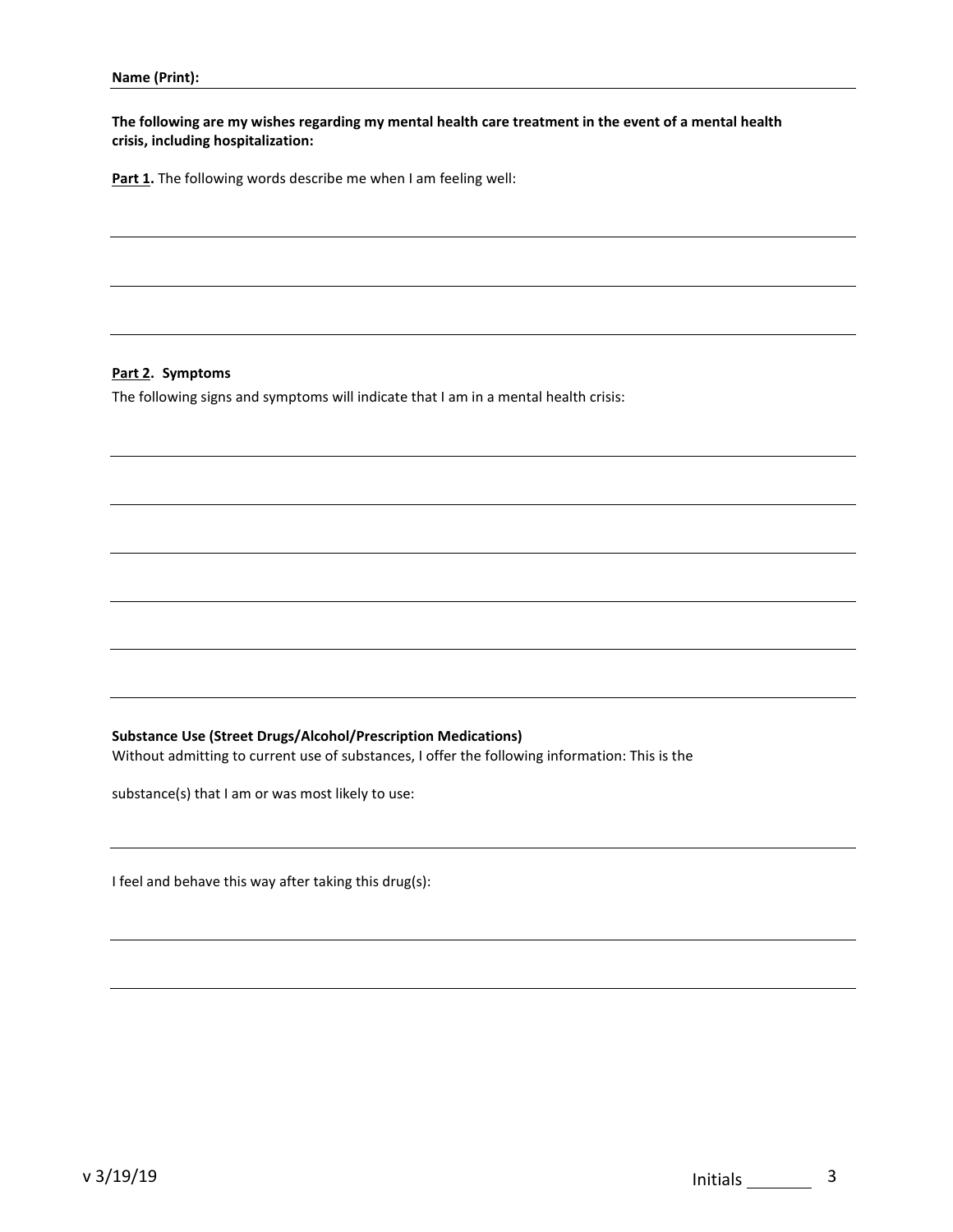**Name (Print):**

**The following are my wishes regarding my mental health care treatment in the event of a mental health crisis, including hospitalization:**

**Part 1.** The following words describe me when I am feeling well:

**Part 2. Symptoms**

The following signs and symptoms will indicate that I am in a mental health crisis:

**Substance Use (Street Drugs/Alcohol/Prescription Medications)**

Without admitting to current use of substances, I offer the following information: This is the substance(s) that I am or was most likely to use:

I feel and behave this way after taking this drug(s):

v 3/19/19

Initials _______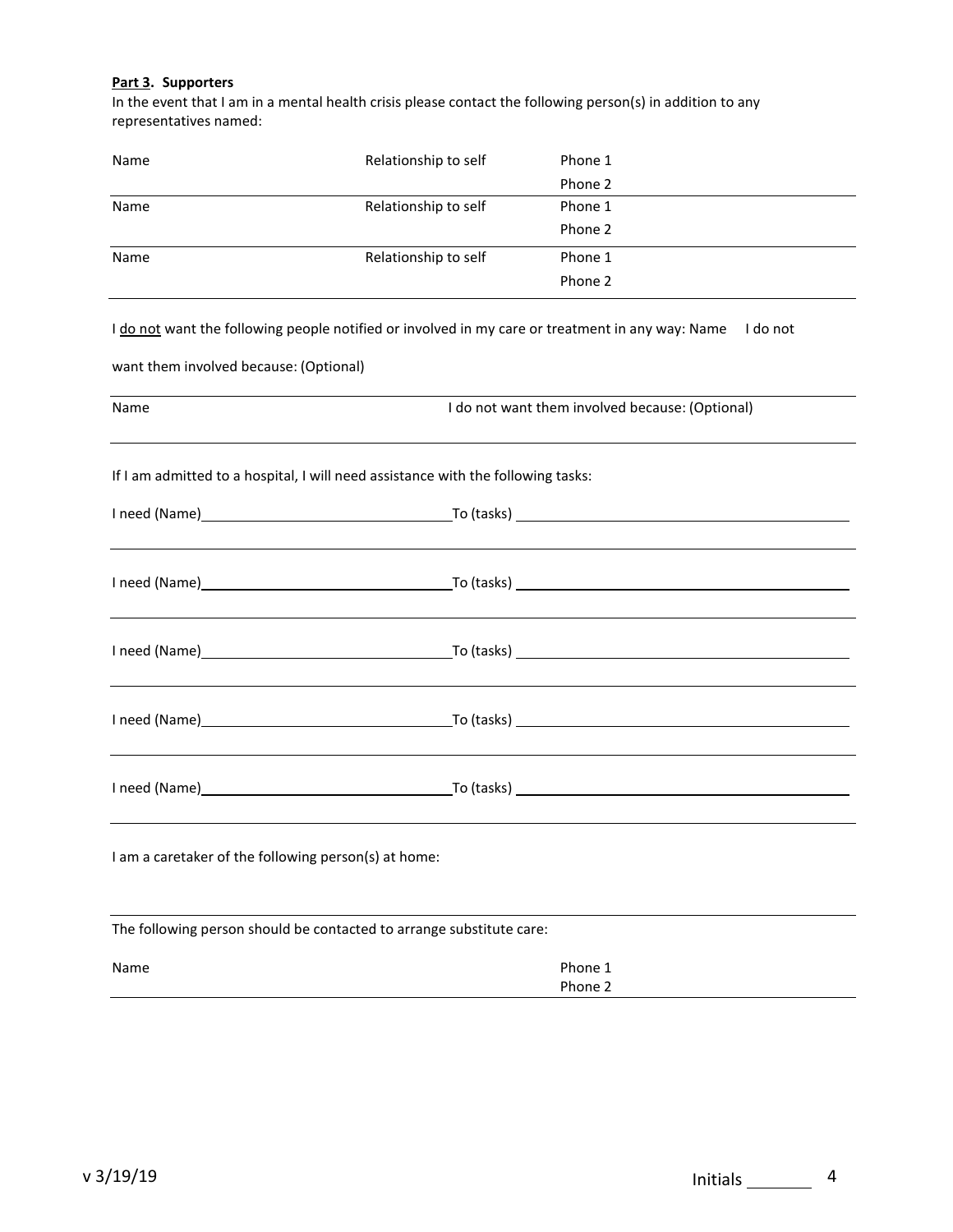**Part 3. Supporters**

In the event that I am in a mental health crisis please contact the following person(s) in addition to any representatives named:

| Name | Relationship to self | Phone 1<br>Phone 2 |
|---|---|---|
| Name | Relationship to self | Phone 1<br>Phone 2 |
| Name | Relationship to self | Phone 1<br>Phone 2 |

I do not want the following people notified or involved in my care or treatment in any way: Name I do not want them involved because: (Optional)

| Name | I do not want them involved because: (Optional) |
|---|---|
| | |

If I am admitted to a hospital, I will need assistance with the following tasks:

I need (Name)\_\_\_\_\_\_\_\_\_\_\_\_\_\_\_\_\_\_\_\_\_\_\_\_\_\_\_\_\_\_To (tasks) \_\_\_\_\_\_\_\_\_\_\_\_\_\_\_\_\_\_\_\_\_\_\_\_\_\_\_\_\_\_\_\_\_\_\_\_\_\_\_\_\_\_

I need (Name)\_\_\_\_\_\_\_\_\_\_\_\_\_\_\_\_\_\_\_\_\_\_\_\_\_\_\_\_\_\_To (tasks) \_\_\_\_\_\_\_\_\_\_\_\_\_\_\_\_\_\_\_\_\_\_\_\_\_\_\_\_\_\_\_\_\_\_\_\_\_\_\_\_\_\_

I need (Name)\_\_\_\_\_\_\_\_\_\_\_\_\_\_\_\_\_\_\_\_\_\_\_\_\_\_\_\_\_\_To (tasks) \_\_\_\_\_\_\_\_\_\_\_\_\_\_\_\_\_\_\_\_\_\_\_\_\_\_\_\_\_\_\_\_\_\_\_\_\_\_\_\_\_\_

I need (Name)\_\_\_\_\_\_\_\_\_\_\_\_\_\_\_\_\_\_\_\_\_\_\_\_\_\_\_\_\_\_To (tasks) \_\_\_\_\_\_\_\_\_\_\_\_\_\_\_\_\_\_\_\_\_\_\_\_\_\_\_\_\_\_\_\_\_\_\_\_\_\_\_\_\_\_

I need (Name)\_\_\_\_\_\_\_\_\_\_\_\_\_\_\_\_\_\_\_\_\_\_\_\_\_\_\_\_\_\_To (tasks) \_\_\_\_\_\_\_\_\_\_\_\_\_\_\_\_\_\_\_\_\_\_\_\_\_\_\_\_\_\_\_\_\_\_\_\_\_\_\_\_\_\_

I am a caretaker of the following person(s) at home:

The following person should be contacted to arrange substitute care:

| Name | Phone 1<br>Phone 2 |
|---|---|

v 3/19/19

Initials \_\_\_\_\_\_\_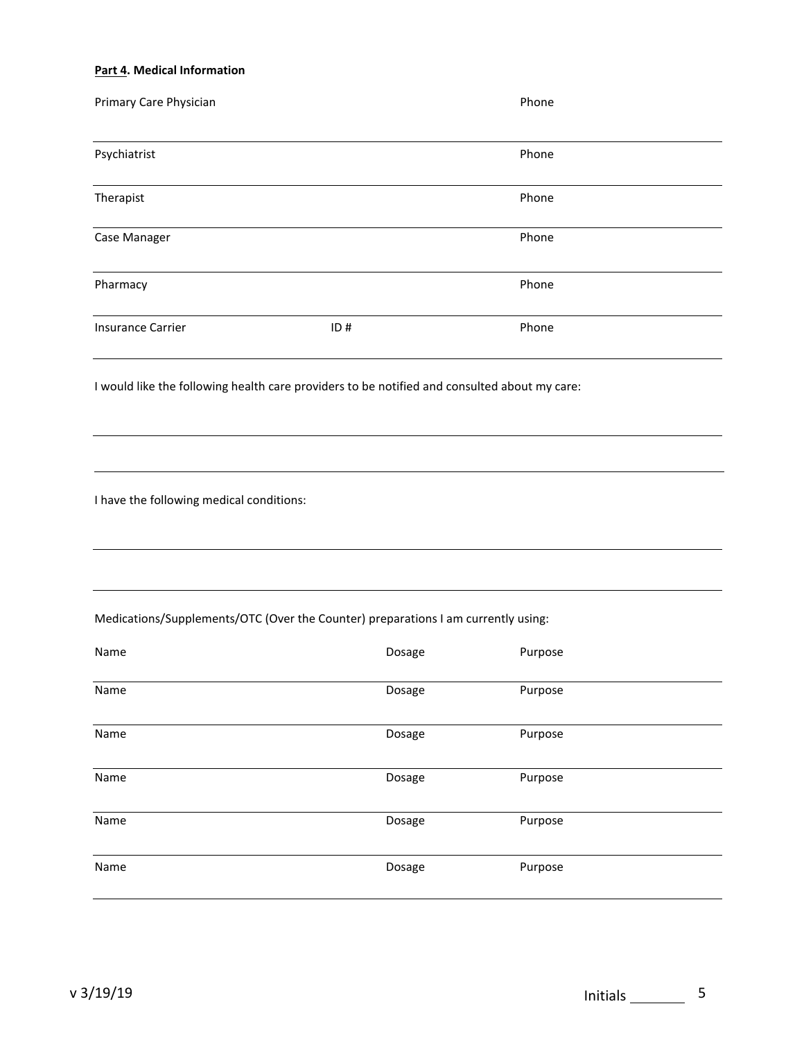**Part 4. Medical Information**

Primary Care Physician Phone

---

Psychiatrist Phone

---

Therapist Phone

---

Case Manager Phone

---

Pharmacy Phone

---

Insurance Carrier ID # Phone

---

I would like the following health care providers to be notified and consulted about my care:

---

---

I have the following medical conditions:

---

---

Medications/Supplements/OTC (Over the Counter) preparations I am currently using:

| Name | Dosage | Purpose |
|---|---|---|
| Name | Dosage | Purpose |
| Name | Dosage | Purpose |
| Name | Dosage | Purpose |
| Name | Dosage | Purpose |
| Name | Dosage | Purpose |

v 3/19/19

Initials _______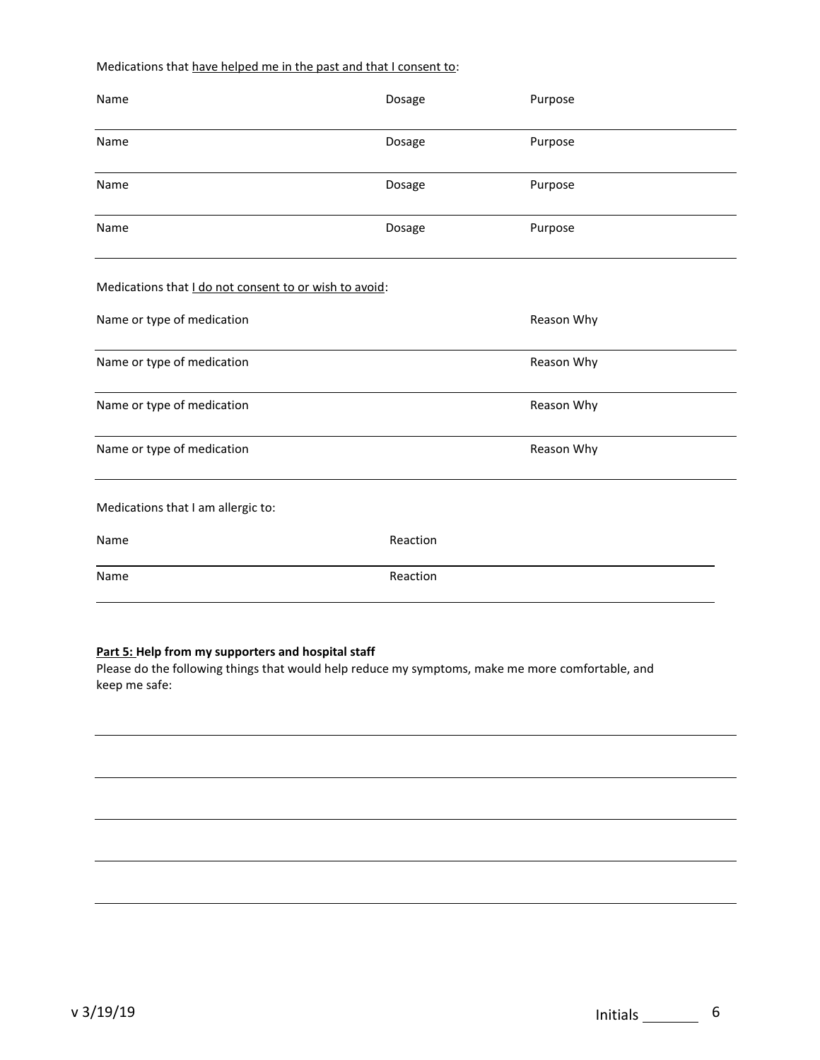Medications that <u>have helped me in the past and that I consent to</u>:

| Name | Dosage | Purpose |
| --- | --- | --- |
| Name | Dosage | Purpose |
| Name | Dosage | Purpose |
| Name | Dosage | Purpose |

Medications that <u>I do not consent to or wish to avoid</u>:

| Name or type of medication | Reason Why |
| --- | --- |
| Name or type of medication | Reason Why |
| Name or type of medication | Reason Why |
| Name or type of medication | Reason Why |

Medications that I am allergic to:

| Name | Reaction |
| --- | --- |
| Name | Reaction |

**<u>Part 5:</u> Help from my supporters and hospital staff**

Please do the following things that would help reduce my symptoms, make me more comfortable, and keep me safe:

\_\_\_\_\_\_\_\_\_\_\_\_\_\_\_\_\_\_\_\_\_\_\_\_\_\_\_\_\_\_\_\_\_\_\_\_\_\_\_\_\_\_\_\_\_\_\_\_\_\_\_\_\_\_\_\_\_\_\_\_

\_\_\_\_\_\_\_\_\_\_\_\_\_\_\_\_\_\_\_\_\_\_\_\_\_\_\_\_\_\_\_\_\_\_\_\_\_\_\_\_\_\_\_\_\_\_\_\_\_\_\_\_\_\_\_\_\_\_\_\_

\_\_\_\_\_\_\_\_\_\_\_\_\_\_\_\_\_\_\_\_\_\_\_\_\_\_\_\_\_\_\_\_\_\_\_\_\_\_\_\_\_\_\_\_\_\_\_\_\_\_\_\_\_\_\_\_\_\_\_\_

\_\_\_\_\_\_\_\_\_\_\_\_\_\_\_\_\_\_\_\_\_\_\_\_\_\_\_\_\_\_\_\_\_\_\_\_\_\_\_\_\_\_\_\_\_\_\_\_\_\_\_\_\_\_\_\_\_\_\_\_

\_\_\_\_\_\_\_\_\_\_\_\_\_\_\_\_\_\_\_\_\_\_\_\_\_\_\_\_\_\_\_\_\_\_\_\_\_\_\_\_\_\_\_\_\_\_\_\_\_\_\_\_\_\_\_\_\_\_\_\_

v 3/19/19

Initials \_\_\_\_\_\_\_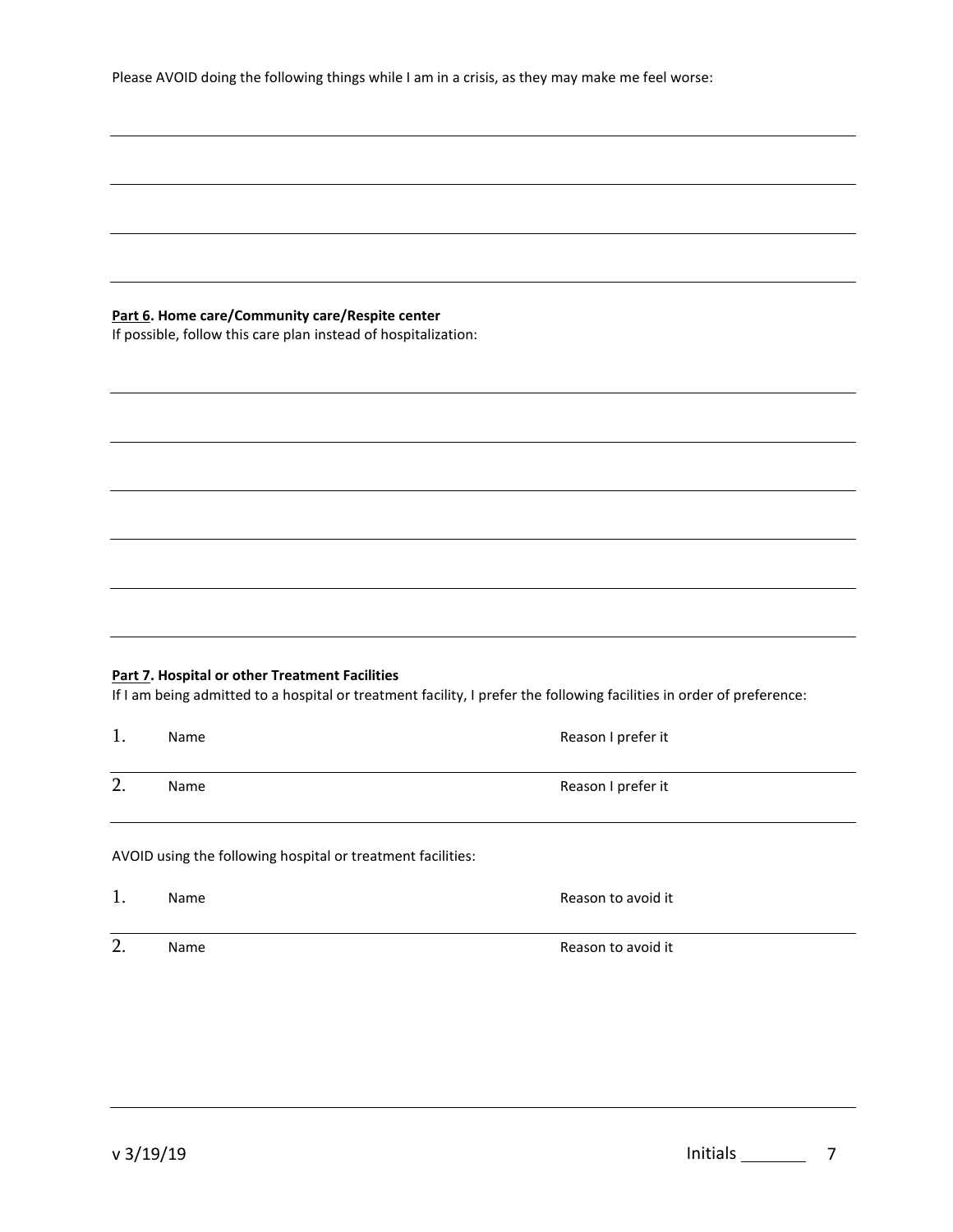Please AVOID doing the following things while I am in a crisis, as they may make me feel worse:

\_\_\_\_\_\_\_\_\_\_\_\_\_\_\_\_\_\_\_\_\_\_\_\_\_\_\_\_\_\_\_\_\_\_\_\_\_\_\_\_\_\_\_\_\_\_\_\_\_\_\_\_\_\_\_\_\_\_\_\_\_\_\_\_\_\_\_\_\_\_\_\_

\_\_\_\_\_\_\_\_\_\_\_\_\_\_\_\_\_\_\_\_\_\_\_\_\_\_\_\_\_\_\_\_\_\_\_\_\_\_\_\_\_\_\_\_\_\_\_\_\_\_\_\_\_\_\_\_\_\_\_\_\_\_\_\_\_\_\_\_\_\_\_\_

\_\_\_\_\_\_\_\_\_\_\_\_\_\_\_\_\_\_\_\_\_\_\_\_\_\_\_\_\_\_\_\_\_\_\_\_\_\_\_\_\_\_\_\_\_\_\_\_\_\_\_\_\_\_\_\_\_\_\_\_\_\_\_\_\_\_\_\_\_\_\_\_

\_\_\_\_\_\_\_\_\_\_\_\_\_\_\_\_\_\_\_\_\_\_\_\_\_\_\_\_\_\_\_\_\_\_\_\_\_\_\_\_\_\_\_\_\_\_\_\_\_\_\_\_\_\_\_\_\_\_\_\_\_\_\_\_\_\_\_\_\_\_\_\_

**Part 6. Home care/Community care/Respite center**

If possible, follow this care plan instead of hospitalization:

\_\_\_\_\_\_\_\_\_\_\_\_\_\_\_\_\_\_\_\_\_\_\_\_\_\_\_\_\_\_\_\_\_\_\_\_\_\_\_\_\_\_\_\_\_\_\_\_\_\_\_\_\_\_\_\_\_\_\_\_\_\_\_\_\_\_\_\_\_\_\_\_

\_\_\_\_\_\_\_\_\_\_\_\_\_\_\_\_\_\_\_\_\_\_\_\_\_\_\_\_\_\_\_\_\_\_\_\_\_\_\_\_\_\_\_\_\_\_\_\_\_\_\_\_\_\_\_\_\_\_\_\_\_\_\_\_\_\_\_\_\_\_\_\_

\_\_\_\_\_\_\_\_\_\_\_\_\_\_\_\_\_\_\_\_\_\_\_\_\_\_\_\_\_\_\_\_\_\_\_\_\_\_\_\_\_\_\_\_\_\_\_\_\_\_\_\_\_\_\_\_\_\_\_\_\_\_\_\_\_\_\_\_\_\_\_\_

\_\_\_\_\_\_\_\_\_\_\_\_\_\_\_\_\_\_\_\_\_\_\_\_\_\_\_\_\_\_\_\_\_\_\_\_\_\_\_\_\_\_\_\_\_\_\_\_\_\_\_\_\_\_\_\_\_\_\_\_\_\_\_\_\_\_\_\_\_\_\_\_

\_\_\_\_\_\_\_\_\_\_\_\_\_\_\_\_\_\_\_\_\_\_\_\_\_\_\_\_\_\_\_\_\_\_\_\_\_\_\_\_\_\_\_\_\_\_\_\_\_\_\_\_\_\_\_\_\_\_\_\_\_\_\_\_\_\_\_\_\_\_\_\_

\_\_\_\_\_\_\_\_\_\_\_\_\_\_\_\_\_\_\_\_\_\_\_\_\_\_\_\_\_\_\_\_\_\_\_\_\_\_\_\_\_\_\_\_\_\_\_\_\_\_\_\_\_\_\_\_\_\_\_\_\_\_\_\_\_\_\_\_\_\_\_\_

**Part 7. Hospital or other Treatment Facilities**

If I am being admitted to a hospital or treatment facility, I prefer the following facilities in order of preference:

1. Name \_\_\_\_\_\_\_\_\_\_\_\_\_\_\_\_\_\_\_\_\_\_\_\_\_\_\_\_\_\_ Reason I prefer it \_\_\_\_\_\_\_\_\_\_\_\_\_\_\_\_\_\_\_\_\_\_\_\_
2. Name \_\_\_\_\_\_\_\_\_\_\_\_\_\_\_\_\_\_\_\_\_\_\_\_\_\_\_\_\_\_ Reason I prefer it \_\_\_\_\_\_\_\_\_\_\_\_\_\_\_\_\_\_\_\_\_\_\_\_

AVOID using the following hospital or treatment facilities:

1. Name \_\_\_\_\_\_\_\_\_\_\_\_\_\_\_\_\_\_\_\_\_\_\_\_\_\_\_\_\_\_ Reason to avoid it \_\_\_\_\_\_\_\_\_\_\_\_\_\_\_\_\_\_\_\_\_\_\_\_
2. Name \_\_\_\_\_\_\_\_\_\_\_\_\_\_\_\_\_\_\_\_\_\_\_\_\_\_\_\_\_\_ Reason to avoid it \_\_\_\_\_\_\_\_\_\_\_\_\_\_\_\_\_\_\_\_\_\_\_\_

\_\_\_\_\_\_\_\_\_\_\_\_\_\_\_\_\_\_\_\_\_\_\_\_\_\_\_\_\_\_\_\_\_\_\_\_\_\_\_\_\_\_\_\_\_\_\_\_\_\_\_\_\_\_\_\_\_\_\_\_\_\_\_\_\_\_\_\_\_\_\_\_

v 3/19/19 Initials \_\_\_\_\_\_\_\_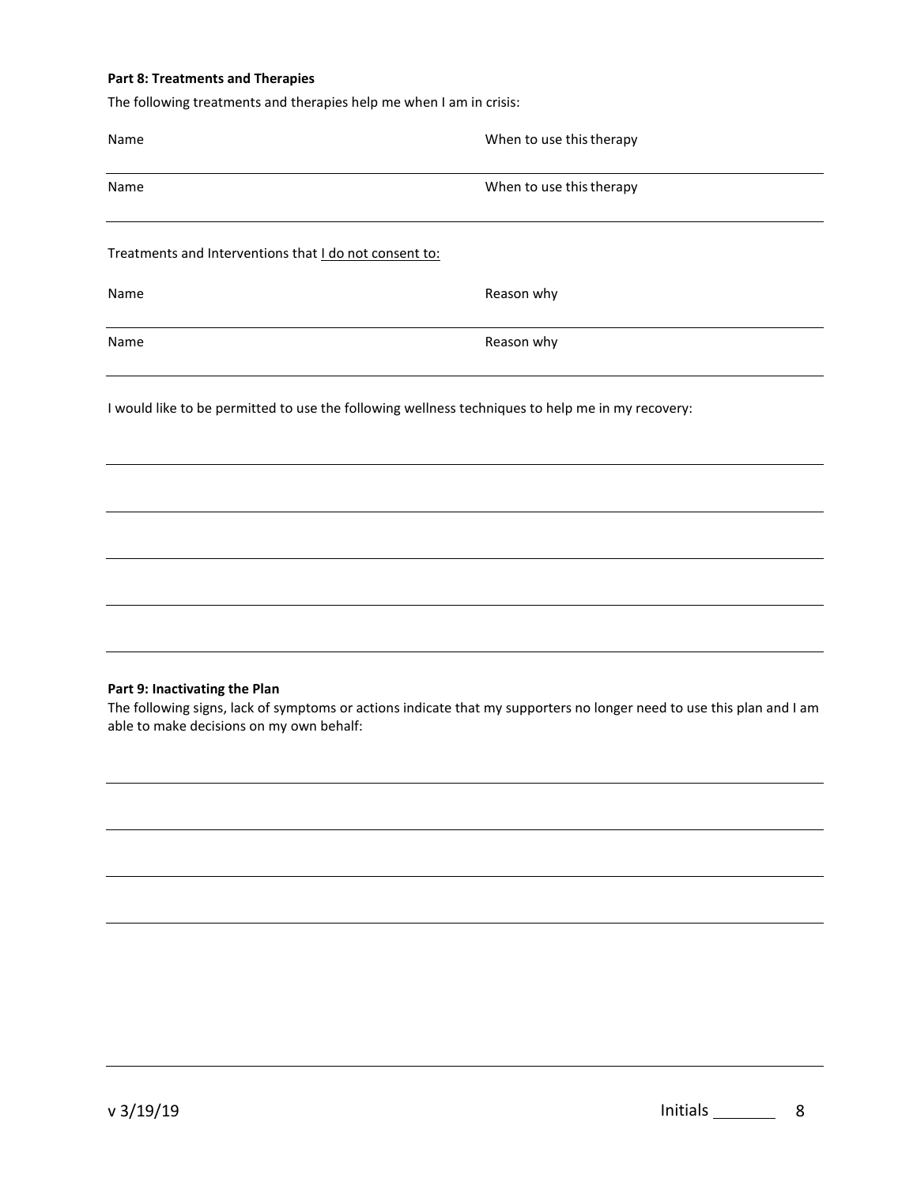**Part 8: Treatments and Therapies**

The following treatments and therapies help me when I am in crisis:

| Name | When to use this therapy |
| --- | --- |
| | |
| Name | When to use this therapy |
| | |

Treatments and Interventions that <u>I do not consent to:</u>

| Name | Reason why |
| --- | --- |
| | |
| Name | Reason why |
| | |

I would like to be permitted to use the following wellness techniques to help me in my recovery:

\_\_\_\_\_\_\_\_\_\_\_\_\_\_\_\_\_\_\_\_\_\_\_\_\_\_\_\_\_\_\_\_\_\_\_\_\_\_\_\_\_\_\_\_\_\_\_\_\_\_\_\_\_\_\_\_\_\_\_\_

\_\_\_\_\_\_\_\_\_\_\_\_\_\_\_\_\_\_\_\_\_\_\_\_\_\_\_\_\_\_\_\_\_\_\_\_\_\_\_\_\_\_\_\_\_\_\_\_\_\_\_\_\_\_\_\_\_\_\_\_

\_\_\_\_\_\_\_\_\_\_\_\_\_\_\_\_\_\_\_\_\_\_\_\_\_\_\_\_\_\_\_\_\_\_\_\_\_\_\_\_\_\_\_\_\_\_\_\_\_\_\_\_\_\_\_\_\_\_\_\_

\_\_\_\_\_\_\_\_\_\_\_\_\_\_\_\_\_\_\_\_\_\_\_\_\_\_\_\_\_\_\_\_\_\_\_\_\_\_\_\_\_\_\_\_\_\_\_\_\_\_\_\_\_\_\_\_\_\_\_\_

\_\_\_\_\_\_\_\_\_\_\_\_\_\_\_\_\_\_\_\_\_\_\_\_\_\_\_\_\_\_\_\_\_\_\_\_\_\_\_\_\_\_\_\_\_\_\_\_\_\_\_\_\_\_\_\_\_\_\_\_

**Part 9: Inactivating the Plan**

The following signs, lack of symptoms or actions indicate that my supporters no longer need to use this plan and I am able to make decisions on my own behalf:

\_\_\_\_\_\_\_\_\_\_\_\_\_\_\_\_\_\_\_\_\_\_\_\_\_\_\_\_\_\_\_\_\_\_\_\_\_\_\_\_\_\_\_\_\_\_\_\_\_\_\_\_\_\_\_\_\_\_\_\_

\_\_\_\_\_\_\_\_\_\_\_\_\_\_\_\_\_\_\_\_\_\_\_\_\_\_\_\_\_\_\_\_\_\_\_\_\_\_\_\_\_\_\_\_\_\_\_\_\_\_\_\_\_\_\_\_\_\_\_\_

\_\_\_\_\_\_\_\_\_\_\_\_\_\_\_\_\_\_\_\_\_\_\_\_\_\_\_\_\_\_\_\_\_\_\_\_\_\_\_\_\_\_\_\_\_\_\_\_\_\_\_\_\_\_\_\_\_\_\_\_

\_\_\_\_\_\_\_\_\_\_\_\_\_\_\_\_\_\_\_\_\_\_\_\_\_\_\_\_\_\_\_\_\_\_\_\_\_\_\_\_\_\_\_\_\_\_\_\_\_\_\_\_\_\_\_\_\_\_\_\_

v 3/19/19 Initials \_\_\_\_\_\_\_\_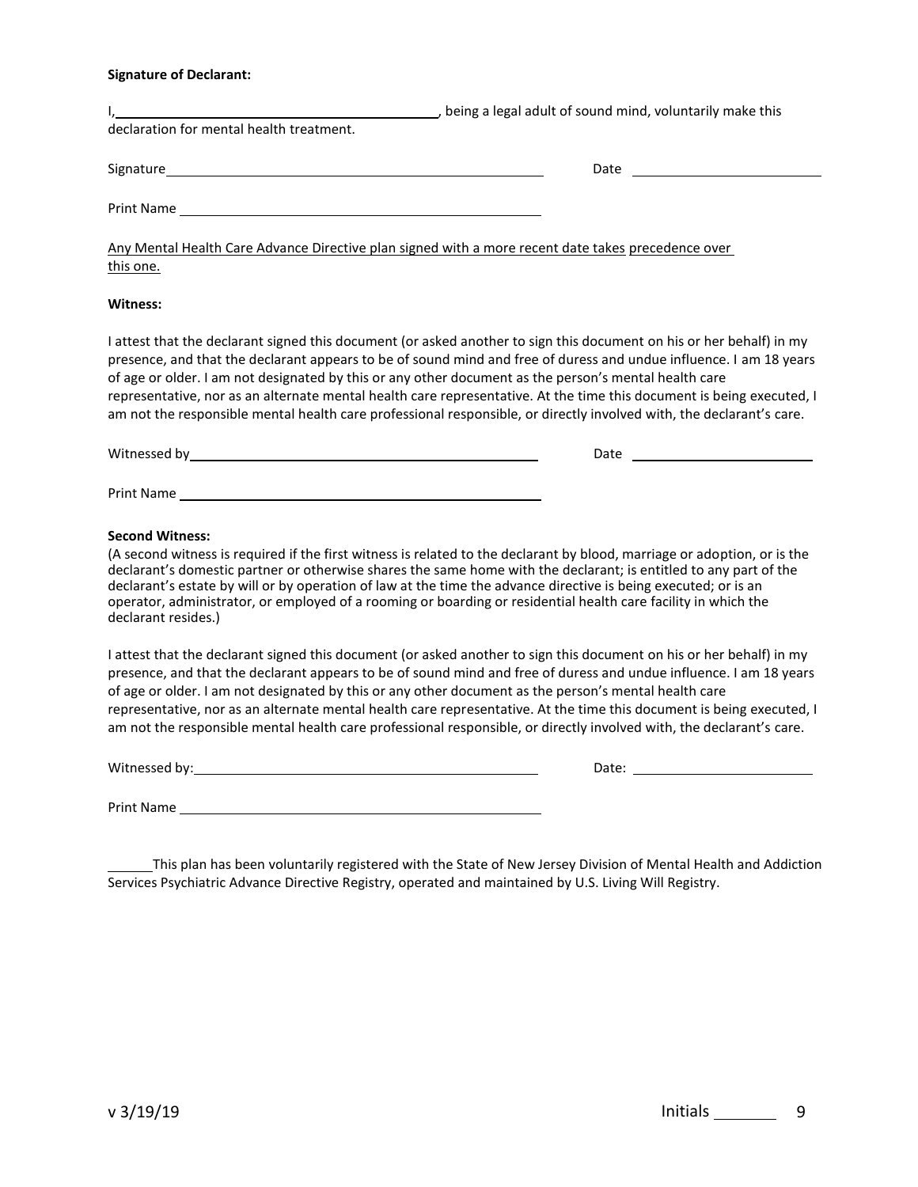**Signature of Declarant:**

I, ____________________________________________, being a legal adult of sound mind, voluntarily make this declaration for mental health treatment.

Signature ________________________________________________ Date ________________________

Print Name ______________________________________________

<u>Any Mental Health Care Advance Directive plan signed with a more recent date takes precedence over this one.</u>

**Witness:**

I attest that the declarant signed this document (or asked another to sign this document on his or her behalf) in my presence, and that the declarant appears to be of sound mind and free of duress and undue influence. I am 18 years of age or older. I am not designated by this or any other document as the person's mental health care representative, nor as an alternate mental health care representative. At the time this document is being executed, I am not the responsible mental health care professional responsible, or directly involved with, the declarant's care.

Witnessed by ____________________________________________ Date ________________________

Print Name ______________________________________________

**Second Witness:**

(A second witness is required if the first witness is related to the declarant by blood, marriage or adoption, or is the declarant's domestic partner or otherwise shares the same home with the declarant; is entitled to any part of the declarant's estate by will or by operation of law at the time the advance directive is being executed; or is an operator, administrator, or employed of a rooming or boarding or residential health care facility in which the declarant resides.)

I attest that the declarant signed this document (or asked another to sign this document on his or her behalf) in my presence, and that the declarant appears to be of sound mind and free of duress and undue influence. I am 18 years of age or older. I am not designated by this or any other document as the person's mental health care representative, nor as an alternate mental health care representative. At the time this document is being executed, I am not the responsible mental health care professional responsible, or directly involved with, the declarant's care.

Witnessed by: ___________________________________________ Date: ________________________

Print Name ______________________________________________

______ This plan has been voluntarily registered with the State of New Jersey Division of Mental Health and Addiction Services Psychiatric Advance Directive Registry, operated and maintained by U.S. Living Will Registry.

v 3/19/19 Initials ________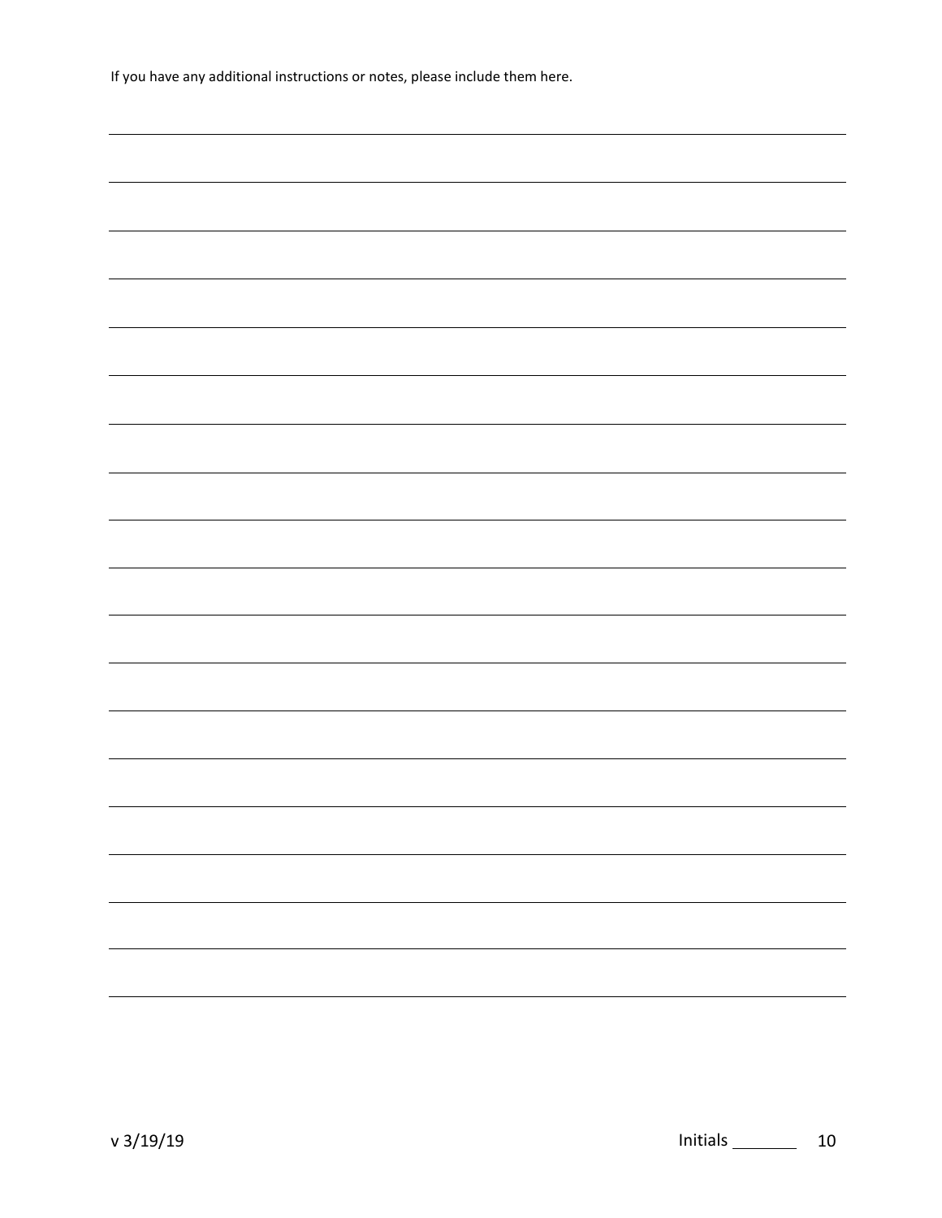If you have any additional instructions or notes, please include them here.

\_\_\_\_\_\_\_\_\_\_\_\_\_\_\_\_\_\_\_\_\_\_\_\_\_\_\_\_\_\_\_\_\_\_\_\_\_\_\_\_\_\_\_\_\_\_\_\_\_\_\_\_\_\_\_\_\_\_\_\_\_\_\_\_\_\_\_\_\_\_\_\_\_\_\_\_\_\_

\_\_\_\_\_\_\_\_\_\_\_\_\_\_\_\_\_\_\_\_\_\_\_\_\_\_\_\_\_\_\_\_\_\_\_\_\_\_\_\_\_\_\_\_\_\_\_\_\_\_\_\_\_\_\_\_\_\_\_\_\_\_\_\_\_\_\_\_\_\_\_\_\_\_\_\_\_\_

\_\_\_\_\_\_\_\_\_\_\_\_\_\_\_\_\_\_\_\_\_\_\_\_\_\_\_\_\_\_\_\_\_\_\_\_\_\_\_\_\_\_\_\_\_\_\_\_\_\_\_\_\_\_\_\_\_\_\_\_\_\_\_\_\_\_\_\_\_\_\_\_\_\_\_\_\_\_

\_\_\_\_\_\_\_\_\_\_\_\_\_\_\_\_\_\_\_\_\_\_\_\_\_\_\_\_\_\_\_\_\_\_\_\_\_\_\_\_\_\_\_\_\_\_\_\_\_\_\_\_\_\_\_\_\_\_\_\_\_\_\_\_\_\_\_\_\_\_\_\_\_\_\_\_\_\_

\_\_\_\_\_\_\_\_\_\_\_\_\_\_\_\_\_\_\_\_\_\_\_\_\_\_\_\_\_\_\_\_\_\_\_\_\_\_\_\_\_\_\_\_\_\_\_\_\_\_\_\_\_\_\_\_\_\_\_\_\_\_\_\_\_\_\_\_\_\_\_\_\_\_\_\_\_\_

\_\_\_\_\_\_\_\_\_\_\_\_\_\_\_\_\_\_\_\_\_\_\_\_\_\_\_\_\_\_\_\_\_\_\_\_\_\_\_\_\_\_\_\_\_\_\_\_\_\_\_\_\_\_\_\_\_\_\_\_\_\_\_\_\_\_\_\_\_\_\_\_\_\_\_\_\_\_

\_\_\_\_\_\_\_\_\_\_\_\_\_\_\_\_\_\_\_\_\_\_\_\_\_\_\_\_\_\_\_\_\_\_\_\_\_\_\_\_\_\_\_\_\_\_\_\_\_\_\_\_\_\_\_\_\_\_\_\_\_\_\_\_\_\_\_\_\_\_\_\_\_\_\_\_\_\_

\_\_\_\_\_\_\_\_\_\_\_\_\_\_\_\_\_\_\_\_\_\_\_\_\_\_\_\_\_\_\_\_\_\_\_\_\_\_\_\_\_\_\_\_\_\_\_\_\_\_\_\_\_\_\_\_\_\_\_\_\_\_\_\_\_\_\_\_\_\_\_\_\_\_\_\_\_\_

\_\_\_\_\_\_\_\_\_\_\_\_\_\_\_\_\_\_\_\_\_\_\_\_\_\_\_\_\_\_\_\_\_\_\_\_\_\_\_\_\_\_\_\_\_\_\_\_\_\_\_\_\_\_\_\_\_\_\_\_\_\_\_\_\_\_\_\_\_\_\_\_\_\_\_\_\_\_

\_\_\_\_\_\_\_\_\_\_\_\_\_\_\_\_\_\_\_\_\_\_\_\_\_\_\_\_\_\_\_\_\_\_\_\_\_\_\_\_\_\_\_\_\_\_\_\_\_\_\_\_\_\_\_\_\_\_\_\_\_\_\_\_\_\_\_\_\_\_\_\_\_\_\_\_\_\_

\_\_\_\_\_\_\_\_\_\_\_\_\_\_\_\_\_\_\_\_\_\_\_\_\_\_\_\_\_\_\_\_\_\_\_\_\_\_\_\_\_\_\_\_\_\_\_\_\_\_\_\_\_\_\_\_\_\_\_\_\_\_\_\_\_\_\_\_\_\_\_\_\_\_\_\_\_\_

\_\_\_\_\_\_\_\_\_\_\_\_\_\_\_\_\_\_\_\_\_\_\_\_\_\_\_\_\_\_\_\_\_\_\_\_\_\_\_\_\_\_\_\_\_\_\_\_\_\_\_\_\_\_\_\_\_\_\_\_\_\_\_\_\_\_\_\_\_\_\_\_\_\_\_\_\_\_

\_\_\_\_\_\_\_\_\_\_\_\_\_\_\_\_\_\_\_\_\_\_\_\_\_\_\_\_\_\_\_\_\_\_\_\_\_\_\_\_\_\_\_\_\_\_\_\_\_\_\_\_\_\_\_\_\_\_\_\_\_\_\_\_\_\_\_\_\_\_\_\_\_\_\_\_\_\_

\_\_\_\_\_\_\_\_\_\_\_\_\_\_\_\_\_\_\_\_\_\_\_\_\_\_\_\_\_\_\_\_\_\_\_\_\_\_\_\_\_\_\_\_\_\_\_\_\_\_\_\_\_\_\_\_\_\_\_\_\_\_\_\_\_\_\_\_\_\_\_\_\_\_\_\_\_\_

\_\_\_\_\_\_\_\_\_\_\_\_\_\_\_\_\_\_\_\_\_\_\_\_\_\_\_\_\_\_\_\_\_\_\_\_\_\_\_\_\_\_\_\_\_\_\_\_\_\_\_\_\_\_\_\_\_\_\_\_\_\_\_\_\_\_\_\_\_\_\_\_\_\_\_\_\_\_

\_\_\_\_\_\_\_\_\_\_\_\_\_\_\_\_\_\_\_\_\_\_\_\_\_\_\_\_\_\_\_\_\_\_\_\_\_\_\_\_\_\_\_\_\_\_\_\_\_\_\_\_\_\_\_\_\_\_\_\_\_\_\_\_\_\_\_\_\_\_\_\_\_\_\_\_\_\_

\_\_\_\_\_\_\_\_\_\_\_\_\_\_\_\_\_\_\_\_\_\_\_\_\_\_\_\_\_\_\_\_\_\_\_\_\_\_\_\_\_\_\_\_\_\_\_\_\_\_\_\_\_\_\_\_\_\_\_\_\_\_\_\_\_\_\_\_\_\_\_\_\_\_\_\_\_\_

\_\_\_\_\_\_\_\_\_\_\_\_\_\_\_\_\_\_\_\_\_\_\_\_\_\_\_\_\_\_\_\_\_\_\_\_\_\_\_\_\_\_\_\_\_\_\_\_\_\_\_\_\_\_\_\_\_\_\_\_\_\_\_\_\_\_\_\_\_\_\_\_\_\_\_\_\_\_

\_\_\_\_\_\_\_\_\_\_\_\_\_\_\_\_\_\_\_\_\_\_\_\_\_\_\_\_\_\_\_\_\_\_\_\_\_\_\_\_\_\_\_\_\_\_\_\_\_\_\_\_\_\_\_\_\_\_\_\_\_\_\_\_\_\_\_\_\_\_\_\_\_\_\_\_\_\_

v 3/19/19

Initials \_\_\_\_\_\_\_